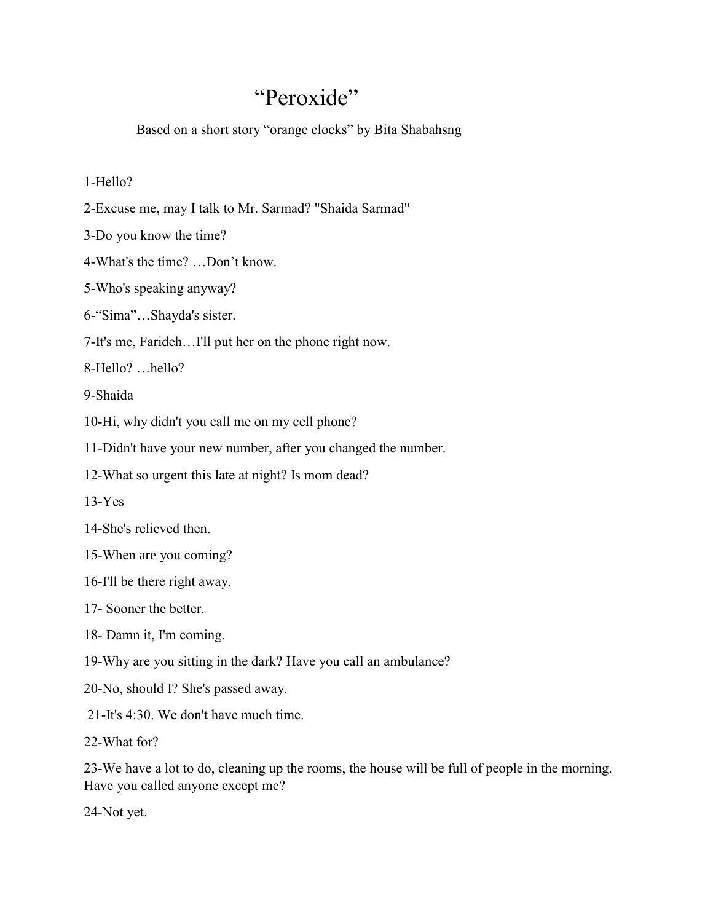# “Peroxide”

Based on a short story “orange clocks” by Bita Shabahsng

1-Hello?

2-Excuse me, may I talk to Mr. Sarmad? "Shaida Sarmad"

3-Do you know the time?

4-What's the time? …Don’t know.

5-Who's speaking anyway?

6-“Sima”…Shayda's sister.

7-It's me, Farideh…I'll put her on the phone right now.

8-Hello? …hello?

9-Shaida

10-Hi, why didn't you call me on my cell phone?

11-Didn't have your new number, after you changed the number.

12-What so urgent this late at night? Is mom dead?

13-Yes

14-She's relieved then.

15-When are you coming?

16-I'll be there right away.

17- Sooner the better.

18- Damn it, I'm coming.

19-Why are you sitting in the dark? Have you call an ambulance?

20-No, should I? She's passed away.

21-It's 4:30. We don't have much time.

22-What for?

23-We have a lot to do, cleaning up the rooms, the house will be full of people in the morning. Have you called anyone except me?

24-Not yet.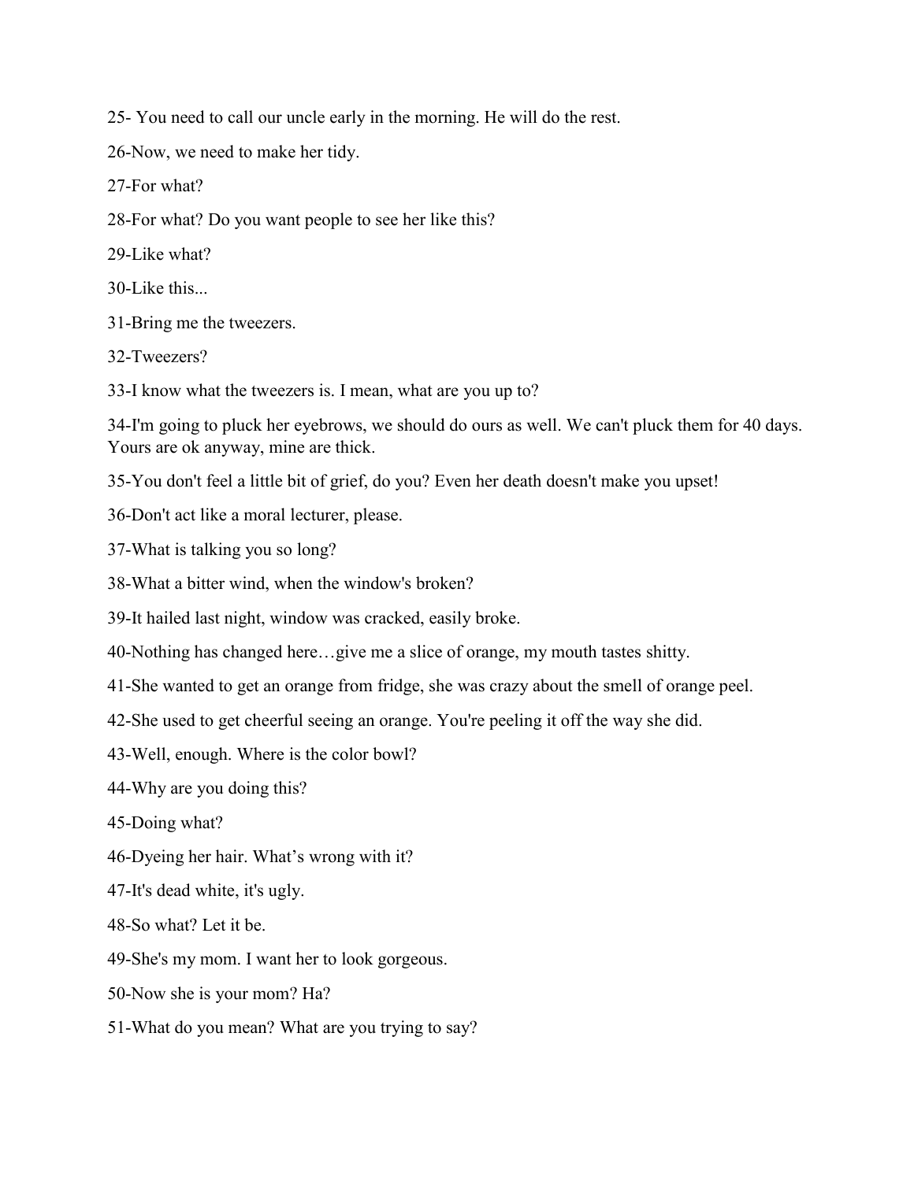25- You need to call our uncle early in the morning. He will do the rest.

26-Now, we need to make her tidy.

27-For what?

28-For what? Do you want people to see her like this?

29-Like what?

30-Like this...

31-Bring me the tweezers.

32-Tweezers?

33-I know what the tweezers is. I mean, what are you up to?

34-I'm going to pluck her eyebrows, we should do ours as well. We can't pluck them for 40 days. Yours are ok anyway, mine are thick.

35-You don't feel a little bit of grief, do you? Even her death doesn't make you upset!

36-Don't act like a moral lecturer, please.

37-What is talking you so long?

38-What a bitter wind, when the window's broken?

39-It hailed last night, window was cracked, easily broke.

40-Nothing has changed here…give me a slice of orange, my mouth tastes shitty.

41-She wanted to get an orange from fridge, she was crazy about the smell of orange peel.

42-She used to get cheerful seeing an orange. You're peeling it off the way she did.

43-Well, enough. Where is the color bowl?

44-Why are you doing this?

45-Doing what?

46-Dyeing her hair. What's wrong with it?

47-It's dead white, it's ugly.

48-So what? Let it be.

49-She's my mom. I want her to look gorgeous.

50-Now she is your mom? Ha?

51-What do you mean? What are you trying to say?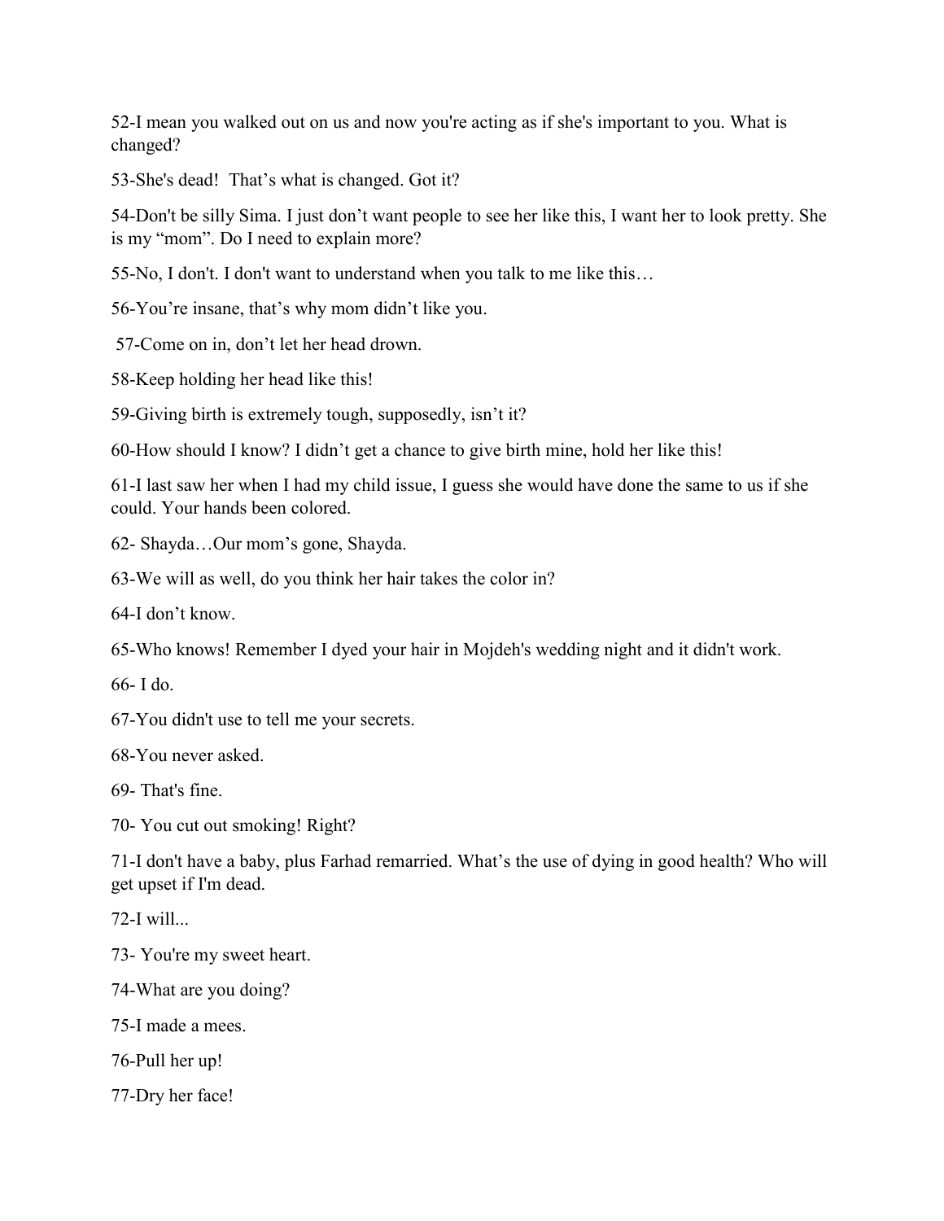52-I mean you walked out on us and now you're acting as if she's important to you. What is changed?

53-She's dead!  That's what is changed. Got it?

54-Don't be silly Sima. I just don't want people to see her like this, I want her to look pretty. She is my "mom". Do I need to explain more?

55-No, I don't. I don't want to understand when you talk to me like this…

56-You're insane, that's why mom didn't like you.

57-Come on in, don't let her head drown.

58-Keep holding her head like this!

59-Giving birth is extremely tough, supposedly, isn't it?

60-How should I know? I didn't get a chance to give birth mine, hold her like this!

61-I last saw her when I had my child issue, I guess she would have done the same to us if she could. Your hands been colored.

62- Shayda…Our mom's gone, Shayda.

63-We will as well, do you think her hair takes the color in?

64-I don't know.

65-Who knows! Remember I dyed your hair in Mojdeh's wedding night and it didn't work.

66- I do.

67-You didn't use to tell me your secrets.

68-You never asked.

69- That's fine.

70- You cut out smoking! Right?

71-I don't have a baby, plus Farhad remarried. What's the use of dying in good health? Who will get upset if I'm dead.

72-I will...

73- You're my sweet heart.

74-What are you doing?

75-I made a mees.

76-Pull her up!

77-Dry her face!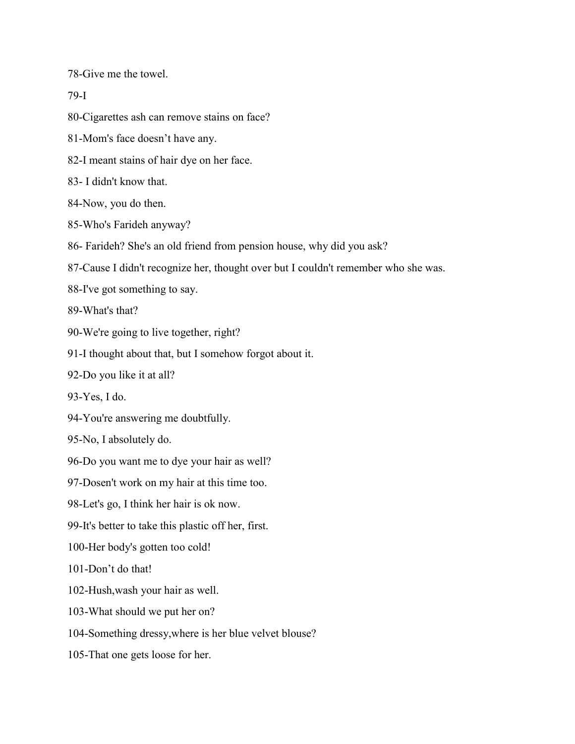78-Give me the towel.

79-I

80-Cigarettes ash can remove stains on face?

81-Mom's face doesn’t have any.

82-I meant stains of hair dye on her face.

83- I didn't know that.

84-Now, you do then.

85-Who's Farideh anyway?

86- Farideh? She's an old friend from pension house, why did you ask?

87-Cause I didn't recognize her, thought over but I couldn't remember who she was.

88-I've got something to say.

89-What's that?

90-We're going to live together, right?

91-I thought about that, but I somehow forgot about it.

92-Do you like it at all?

93-Yes, I do.

94-You're answering me doubtfully.

95-No, I absolutely do.

96-Do you want me to dye your hair as well?

97-Dosen't work on my hair at this time too.

98-Let's go, I think her hair is ok now.

99-It's better to take this plastic off her, first.

100-Her body's gotten too cold!

101-Don’t do that!

102-Hush,wash your hair as well.

103-What should we put her on?

104-Something dressy,where is her blue velvet blouse?

105-That one gets loose for her.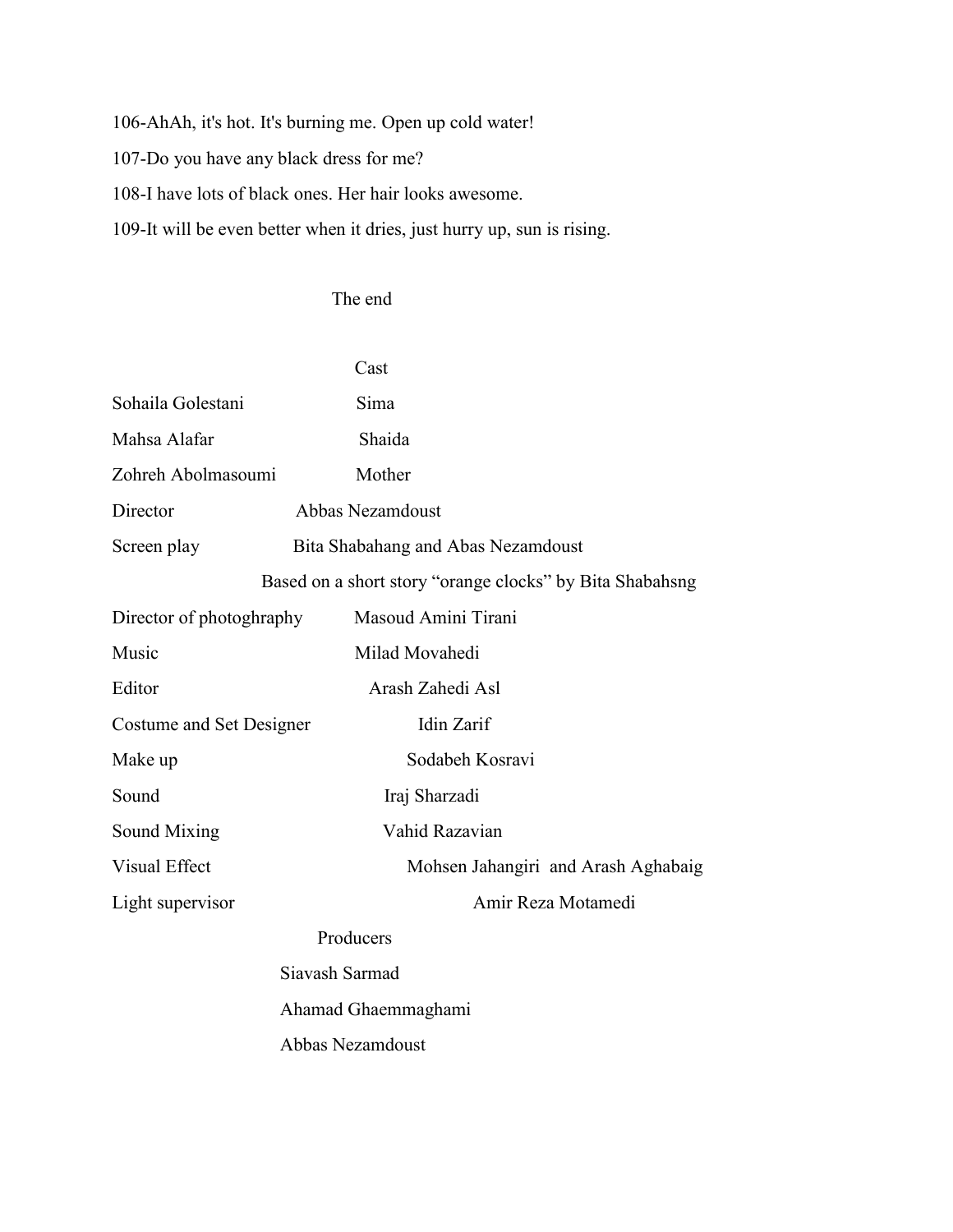106-AhAh, it's hot. It's burning me. Open up cold water!

107-Do you have any black dress for me?

108-I have lots of black ones. Her hair looks awesome.

109-It will be even better when it dries, just hurry up, sun is rising.

The end

Cast

| | |
|---|---|
| Sohaila Golestani | Sima |
| Mahsa Alafar | Shaida |
| Zohreh Abolmasoumi | Mother |
| Director | Abbas Nezamdoust |
| Screen play | Bita Shabahang and Abas Nezamdoust |

Based on a short story "orange clocks" by Bita Shabahsng

| | |
|---|---|
| Director of photoghraphy | Masoud Amini Tirani |
| Music | Milad Movahedi |
| Editor | Arash Zahedi Asl |
| Costume and Set Designer | Idin Zarif |
| Make up | Sodabeh Kosravi |
| Sound | Iraj Sharzadi |
| Sound Mixing | Vahid Razavian |
| Visual Effect | Mohsen Jahangiri and Arash Aghabaig |
| Light supervisor | Amir Reza Motamedi |

Producers

Siavash Sarmad

Ahamad Ghaemmaghami

Abbas Nezamdoust